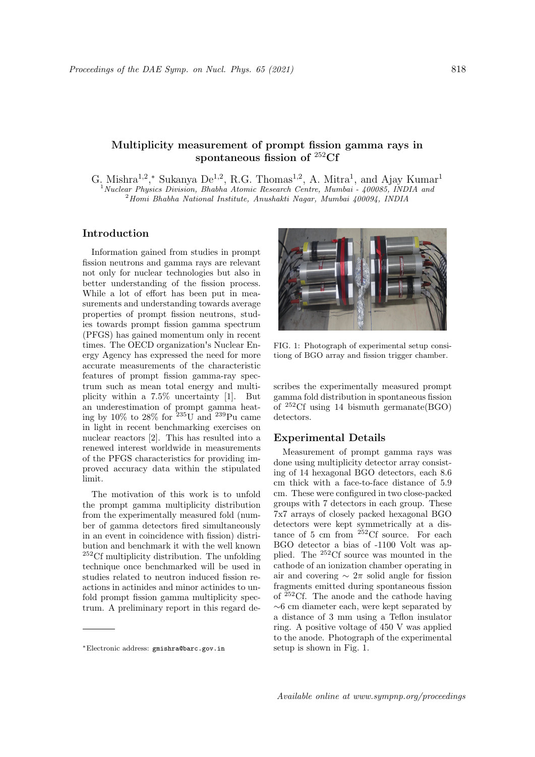# Multiplicity measurement of prompt fission gamma rays in spontaneous fission of $^{252}$Cf

G. Mishra[1,2],* Sukanya De[1,2], R.G. Thomas[1,2], A. Mitra[1], and Ajay Kumar[1]

[1] *Nuclear Physics Division, Bhabha Atomic Research Centre, Mumbai - 400085, INDIA and*
[2] *Homi Bhabha National Institute, Anushakti Nagar, Mumbai 400094, INDIA*

## Introduction

Information gained from studies in prompt fission neutrons and gamma rays are relevant not only for nuclear technologies but also in better understanding of the fission process. While a lot of effort has been put in measurements and understanding towards average properties of prompt fission neutrons, studies towards prompt fission gamma spectrum (PFGS) has gained momentum only in recent times. The OECD organization's Nuclear Energy Agency has expressed the need for more accurate measurements of the characteristic features of prompt fission gamma-ray spectrum such as mean total energy and multiplicity within a 7.5% uncertainty [1]. But an underestimation of prompt gamma heating by 10% to 28% for $^{235}$U and $^{239}$Pu came in light in recent benchmarking exercises on nuclear reactors [2]. This has resulted into a renewed interest worldwide in measurements of the PFGS characteristics for providing improved accuracy data within the stipulated limit.

The motivation of this work is to unfold the prompt gamma multiplicity distribution from the experimentally measured fold (number of gamma detectors fired simultaneously in an event in coincidence with fission) distribution and benchmark it with the well known $^{252}$Cf multiplicity distribution. The unfolding technique once benchmarked will be used in studies related to neutron induced fission reactions in actinides and minor actinides to unfold prompt fission gamma multiplicity spectrum. A preliminary report in this regard describes the experimentally measured prompt gamma fold distribution in spontaneous fission of $^{252}$Cf using 14 bismuth germanate(BGO) detectors.

FIG. 1: Photograph of experimental setup consitiong of BGO array and fission trigger chamber.

## Experimental Details

Measurement of prompt gamma rays was done using multiplicity detector array consisting of 14 hexagonal BGO detectors, each 8.6 cm thick with a face-to-face distance of 5.9 cm. These were configured in two close-packed groups with 7 detectors in each group. These 7x7 arrays of closely packed hexagonal BGO detectors were kept symmetrically at a distance of 5 cm from $^{252}$Cf source. For each BGO detector a bias of -1100 Volt was applied. The $^{252}$Cf source was mounted in the cathode of an ionization chamber operating in air and covering $\sim 2\pi$ solid angle for fission fragments emitted during spontaneous fission of $^{252}$Cf. The anode and the cathode having $\sim$6 cm diameter each, were kept separated by a distance of 3 mm using a Teflon insulator ring. A positive voltage of 450 V was applied to the anode. Photograph of the experimental setup is shown in Fig. 1.

*Electronic address: gmishra@barc.gov.in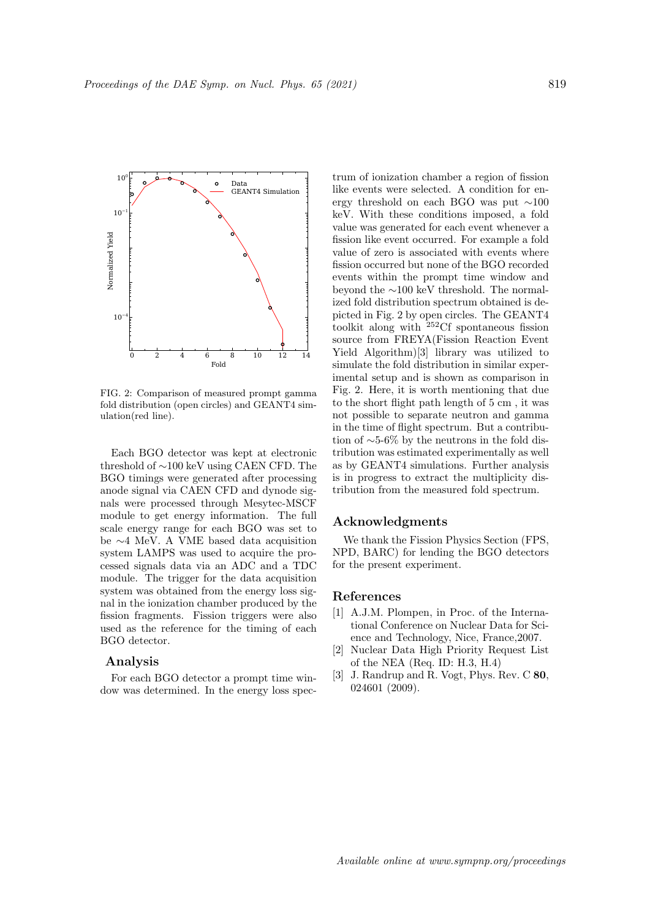$10^0$

$10^{-1}$

$10^{-4}$

Normalized Yield

0 2 4 6 8 10 12 14

Fold

Data

GEANT4 Simulation

FIG. 2: Comparison of measured prompt gamma fold distribution (open circles) and GEANT4 simulation(red line).

Each BGO detector was kept at electronic threshold of ∼100 keV using CAEN CFD. The BGO timings were generated after processing anode signal via CAEN CFD and dynode signals were processed through Mesytec-MSCF module to get energy information. The full scale energy range for each BGO was set to be ∼4 MeV. A VME based data acquisition system LAMPS was used to acquire the processed signals data via an ADC and a TDC module. The trigger for the data acquisition system was obtained from the energy loss signal in the ionization chamber produced by the fission fragments. Fission triggers were also used as the reference for the timing of each BGO detector.

## Analysis

For each BGO detector a prompt time window was determined. In the energy loss spectrum of ionization chamber a region of fission like events were selected. A condition for energy threshold on each BGO was put ∼100 keV. With these conditions imposed, a fold value was generated for each event whenever a fission like event occurred. For example a fold value of zero is associated with events where fission occurred but none of the BGO recorded events within the prompt time window and beyond the ∼100 keV threshold. The normalized fold distribution spectrum obtained is depicted in Fig. 2 by open circles. The GEANT4 toolkit along with $^{252}$Cf spontaneous fission source from FREYA(Fission Reaction Event Yield Algorithm)[3] library was utilized to simulate the fold distribution in similar experimental setup and is shown as comparison in Fig. 2. Here, it is worth mentioning that due to the short flight path length of 5 cm , it was not possible to separate neutron and gamma in the time of flight spectrum. But a contribution of ∼5-6% by the neutrons in the fold distribution was estimated experimentally as well as by GEANT4 simulations. Further analysis is in progress to extract the multiplicity distribution from the measured fold spectrum.

## Acknowledgments

We thank the Fission Physics Section (FPS, NPD, BARC) for lending the BGO detectors for the present experiment.

## References

[1] A.J.M. Plompen, in Proc. of the International Conference on Nuclear Data for Science and Technology, Nice, France,2007.

[2] Nuclear Data High Priority Request List of the NEA (Req. ID: H.3, H.4)

[3] J. Randrup and R. Vogt, Phys. Rev. C **80**, 024601 (2009).